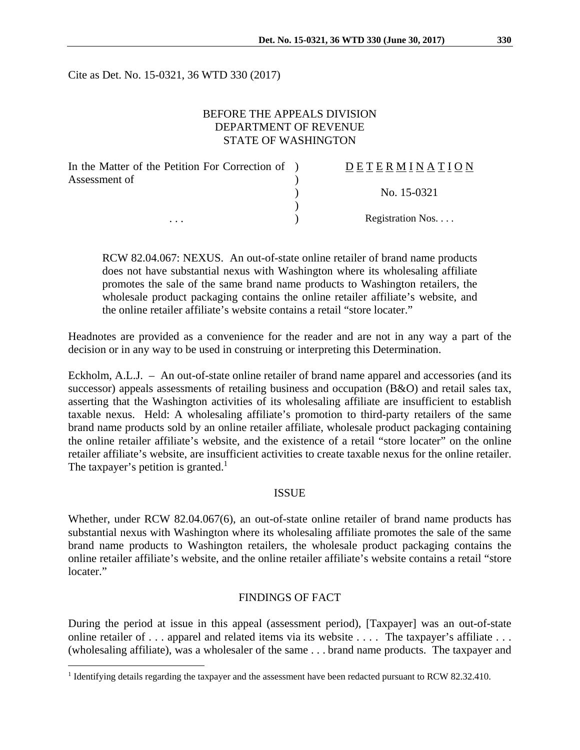Cite as Det. No. 15-0321, 36 WTD 330 (2017)

BEFORE THE APPEALS DIVISION
DEPARTMENT OF REVENUE
STATE OF WASHINGTON

| | | |
|---|---|---|
| In the Matter of the Petition For Correction of Assessment of | ) | D E T E R M I N A T I O N |
| | ) | |
| | ) | No. 15-0321 |
| | ) | |
| . . . | ) | Registration Nos. . . . |

> RCW 82.04.067: NEXUS. An out-of-state online retailer of brand name products does not have substantial nexus with Washington where its wholesaling affiliate promotes the sale of the same brand name products to Washington retailers, the wholesale product packaging contains the online retailer affiliate's website, and the online retailer affiliate's website contains a retail "store locater."

Headnotes are provided as a convenience for the reader and are not in any way a part of the decision or in any way to be used in construing or interpreting this Determination.

Eckholm, A.L.J. – An out-of-state online retailer of brand name apparel and accessories (and its successor) appeals assessments of retailing business and occupation (B&O) and retail sales tax, asserting that the Washington activities of its wholesaling affiliate are insufficient to establish taxable nexus. Held: A wholesaling affiliate's promotion to third-party retailers of the same brand name products sold by an online retailer affiliate, wholesale product packaging containing the online retailer affiliate's website, and the existence of a retail "store locater" on the online retailer affiliate's website, are insufficient activities to create taxable nexus for the online retailer. The taxpayer's petition is granted.[1]

## ISSUE

Whether, under RCW 82.04.067(6), an out-of-state online retailer of brand name products has substantial nexus with Washington where its wholesaling affiliate promotes the sale of the same brand name products to Washington retailers, the wholesale product packaging contains the online retailer affiliate's website, and the online retailer affiliate's website contains a retail "store locater."

## FINDINGS OF FACT

During the period at issue in this appeal (assessment period), [Taxpayer] was an out-of-state online retailer of . . . apparel and related items via its website . . . . The taxpayer's affiliate . . . (wholesaling affiliate), was a wholesaler of the same . . . brand name products. The taxpayer and

[1] Identifying details regarding the taxpayer and the assessment have been redacted pursuant to RCW 82.32.410.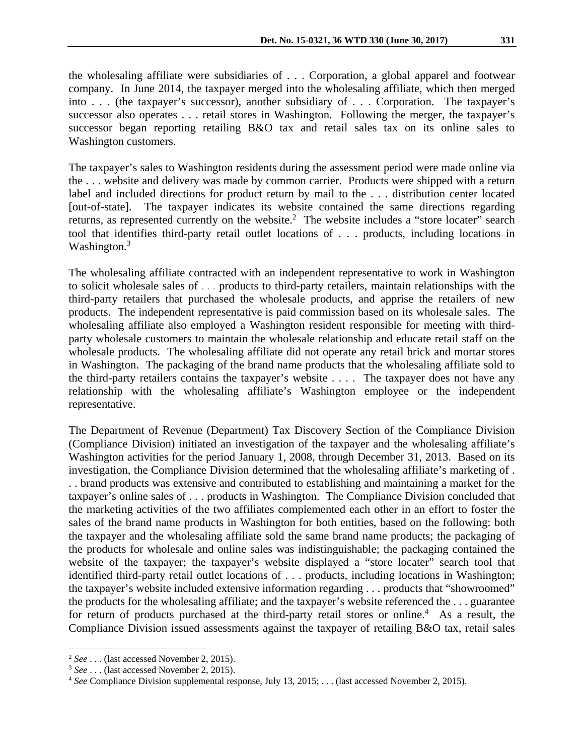the wholesaling affiliate were subsidiaries of . . . Corporation, a global apparel and footwear company. In June 2014, the taxpayer merged into the wholesaling affiliate, which then merged into . . . (the taxpayer's successor), another subsidiary of . . . Corporation. The taxpayer's successor also operates . . . retail stores in Washington. Following the merger, the taxpayer's successor began reporting retailing B&O tax and retail sales tax on its online sales to Washington customers.

The taxpayer's sales to Washington residents during the assessment period were made online via the . . . website and delivery was made by common carrier. Products were shipped with a return label and included directions for product return by mail to the . . . distribution center located [out-of-state]. The taxpayer indicates its website contained the same directions regarding returns, as represented currently on the website.[2] The website includes a "store locater" search tool that identifies third-party retail outlet locations of . . . products, including locations in Washington.[3]

The wholesaling affiliate contracted with an independent representative to work in Washington to solicit wholesale sales of . . . products to third-party retailers, maintain relationships with the third-party retailers that purchased the wholesale products, and apprise the retailers of new products. The independent representative is paid commission based on its wholesale sales. The wholesaling affiliate also employed a Washington resident responsible for meeting with third-party wholesale customers to maintain the wholesale relationship and educate retail staff on the wholesale products. The wholesaling affiliate did not operate any retail brick and mortar stores in Washington. The packaging of the brand name products that the wholesaling affiliate sold to the third-party retailers contains the taxpayer's website . . . . The taxpayer does not have any relationship with the wholesaling affiliate's Washington employee or the independent representative.

The Department of Revenue (Department) Tax Discovery Section of the Compliance Division (Compliance Division) initiated an investigation of the taxpayer and the wholesaling affiliate's Washington activities for the period January 1, 2008, through December 31, 2013. Based on its investigation, the Compliance Division determined that the wholesaling affiliate's marketing of . . . brand products was extensive and contributed to establishing and maintaining a market for the taxpayer's online sales of . . . products in Washington. The Compliance Division concluded that the marketing activities of the two affiliates complemented each other in an effort to foster the sales of the brand name products in Washington for both entities, based on the following: both the taxpayer and the wholesaling affiliate sold the same brand name products; the packaging of the products for wholesale and online sales was indistinguishable; the packaging contained the website of the taxpayer; the taxpayer's website displayed a "store locater" search tool that identified third-party retail outlet locations of . . . products, including locations in Washington; the taxpayer's website included extensive information regarding . . . products that "showroomed" the products for the wholesaling affiliate; and the taxpayer's website referenced the . . . guarantee for return of products purchased at the third-party retail stores or online.[4] As a result, the Compliance Division issued assessments against the taxpayer of retailing B&O tax, retail sales

---

[2] *See* . . . (last accessed November 2, 2015).

[3] *See* . . . (last accessed November 2, 2015).

[4] *See* Compliance Division supplemental response, July 13, 2015; . . . (last accessed November 2, 2015).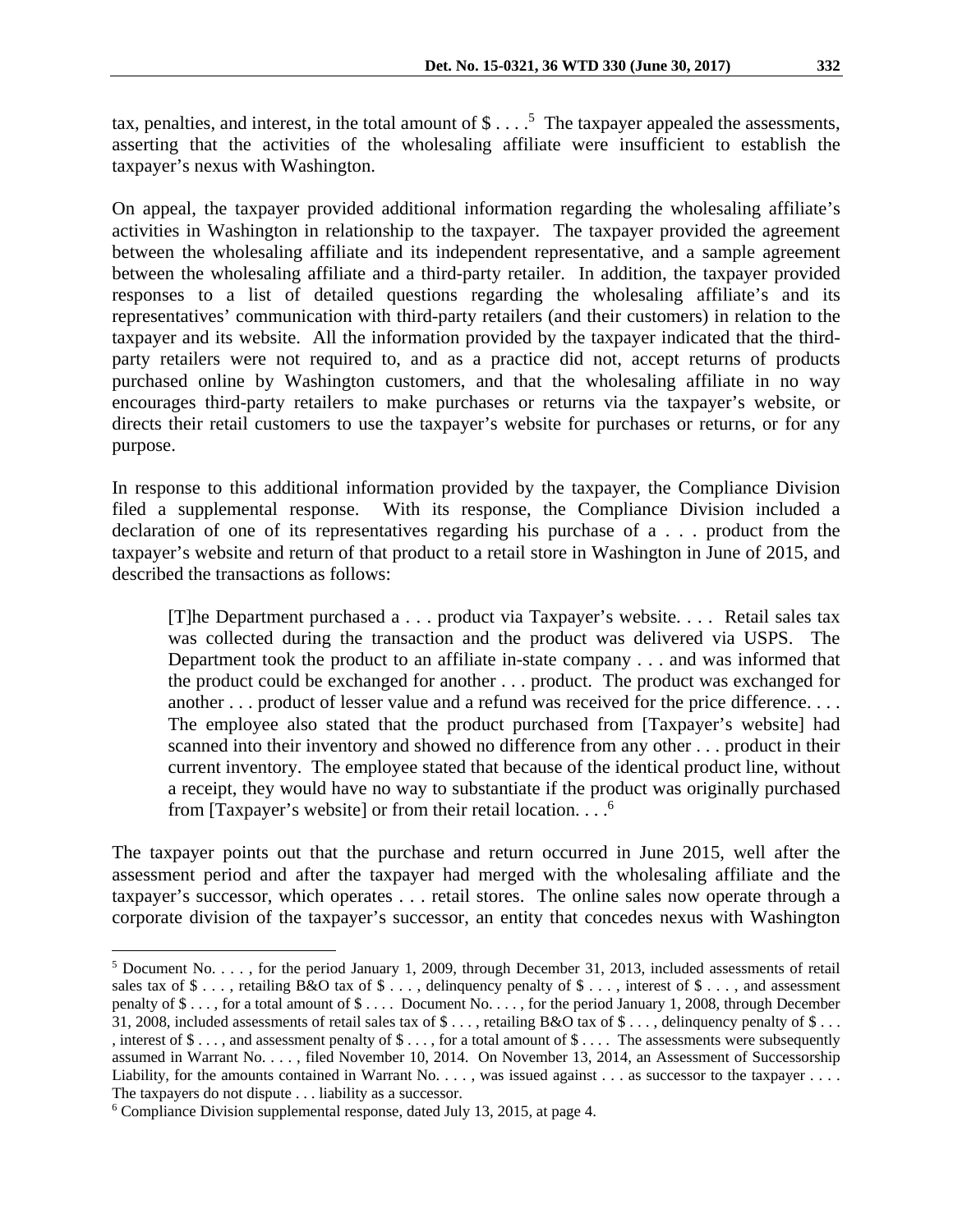tax, penalties, and interest, in the total amount of $ . . . .[5] The taxpayer appealed the assessments, asserting that the activities of the wholesaling affiliate were insufficient to establish the taxpayer's nexus with Washington.

On appeal, the taxpayer provided additional information regarding the wholesaling affiliate's activities in Washington in relationship to the taxpayer. The taxpayer provided the agreement between the wholesaling affiliate and its independent representative, and a sample agreement between the wholesaling affiliate and a third-party retailer. In addition, the taxpayer provided responses to a list of detailed questions regarding the wholesaling affiliate's and its representatives' communication with third-party retailers (and their customers) in relation to the taxpayer and its website. All the information provided by the taxpayer indicated that the third-party retailers were not required to, and as a practice did not, accept returns of products purchased online by Washington customers, and that the wholesaling affiliate in no way encourages third-party retailers to make purchases or returns via the taxpayer's website, or directs their retail customers to use the taxpayer's website for purchases or returns, or for any purpose.

In response to this additional information provided by the taxpayer, the Compliance Division filed a supplemental response. With its response, the Compliance Division included a declaration of one of its representatives regarding his purchase of a . . . product from the taxpayer's website and return of that product to a retail store in Washington in June of 2015, and described the transactions as follows:

> [T]he Department purchased a . . . product via Taxpayer's website. . . . Retail sales tax was collected during the transaction and the product was delivered via USPS. The Department took the product to an affiliate in-state company . . . and was informed that the product could be exchanged for another . . . product. The product was exchanged for another . . . product of lesser value and a refund was received for the price difference. . . . The employee also stated that the product purchased from [Taxpayer's website] had scanned into their inventory and showed no difference from any other . . . product in their current inventory. The employee stated that because of the identical product line, without a receipt, they would have no way to substantiate if the product was originally purchased from [Taxpayer's website] or from their retail location. . . .[6]

The taxpayer points out that the purchase and return occurred in June 2015, well after the assessment period and after the taxpayer had merged with the wholesaling affiliate and the taxpayer's successor, which operates . . . retail stores. The online sales now operate through a corporate division of the taxpayer's successor, an entity that concedes nexus with Washington

---

[5] Document No. . . . , for the period January 1, 2009, through December 31, 2013, included assessments of retail sales tax of $ . . . , retailing B&O tax of $ . . . , delinquency penalty of $ . . . , interest of $ . . . , and assessment penalty of $ . . . , for a total amount of $ . . . . Document No. . . . , for the period January 1, 2008, through December 31, 2008, included assessments of retail sales tax of $ . . . , retailing B&O tax of $ . . . , delinquency penalty of $ . . . , interest of $ . . . , and assessment penalty of $ . . . , for a total amount of $ . . . . The assessments were subsequently assumed in Warrant No. . . . , filed November 10, 2014. On November 13, 2014, an Assessment of Successorship Liability, for the amounts contained in Warrant No. . . . , was issued against . . . as successor to the taxpayer . . . . The taxpayers do not dispute . . . liability as a successor.

[6] Compliance Division supplemental response, dated July 13, 2015, at page 4.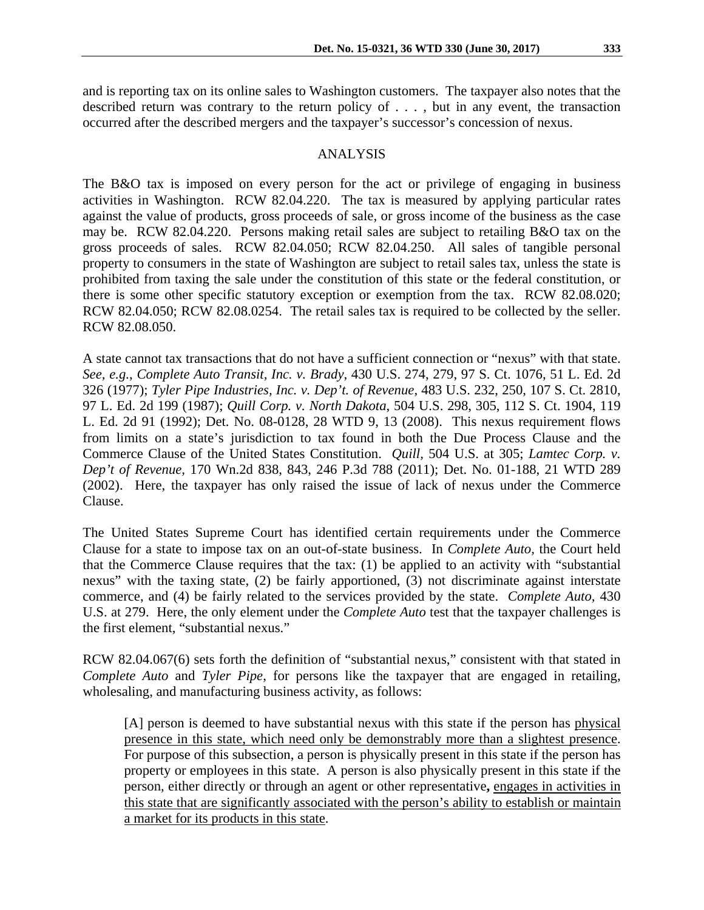and is reporting tax on its online sales to Washington customers. The taxpayer also notes that the described return was contrary to the return policy of . . . , but in any event, the transaction occurred after the described mergers and the taxpayer's successor's concession of nexus.

## ANALYSIS

The B&O tax is imposed on every person for the act or privilege of engaging in business activities in Washington. RCW 82.04.220. The tax is measured by applying particular rates against the value of products, gross proceeds of sale, or gross income of the business as the case may be. RCW 82.04.220. Persons making retail sales are subject to retailing B&O tax on the gross proceeds of sales. RCW 82.04.050; RCW 82.04.250. All sales of tangible personal property to consumers in the state of Washington are subject to retail sales tax, unless the state is prohibited from taxing the sale under the constitution of this state or the federal constitution, or there is some other specific statutory exception or exemption from the tax. RCW 82.08.020; RCW 82.04.050; RCW 82.08.0254. The retail sales tax is required to be collected by the seller. RCW 82.08.050.

A state cannot tax transactions that do not have a sufficient connection or "nexus" with that state. *See, e.g.*, *Complete Auto Transit, Inc. v. Brady*, 430 U.S. 274, 279, 97 S. Ct. 1076, 51 L. Ed. 2d 326 (1977); *Tyler Pipe Industries, Inc. v. Dep't. of Revenue*, 483 U.S. 232, 250, 107 S. Ct. 2810, 97 L. Ed. 2d 199 (1987); *Quill Corp. v. North Dakota*, 504 U.S. 298, 305, 112 S. Ct. 1904, 119 L. Ed. 2d 91 (1992); Det. No. 08-0128, 28 WTD 9, 13 (2008). This nexus requirement flows from limits on a state's jurisdiction to tax found in both the Due Process Clause and the Commerce Clause of the United States Constitution. *Quill,* 504 U.S. at 305; *Lamtec Corp. v. Dep't of Revenue,* 170 Wn.2d 838, 843, 246 P.3d 788 (2011); Det. No. 01-188, 21 WTD 289 (2002). Here, the taxpayer has only raised the issue of lack of nexus under the Commerce Clause.

The United States Supreme Court has identified certain requirements under the Commerce Clause for a state to impose tax on an out-of-state business. In *Complete Auto,* the Court held that the Commerce Clause requires that the tax: (1) be applied to an activity with "substantial nexus" with the taxing state, (2) be fairly apportioned, (3) not discriminate against interstate commerce, and (4) be fairly related to the services provided by the state. *Complete Auto,* 430 U.S. at 279. Here, the only element under the *Complete Auto* test that the taxpayer challenges is the first element, "substantial nexus."

RCW 82.04.067(6) sets forth the definition of "substantial nexus," consistent with that stated in *Complete Auto* and *Tyler Pipe*, for persons like the taxpayer that are engaged in retailing, wholesaling, and manufacturing business activity, as follows:

> [A] person is deemed to have substantial nexus with this state if the person has <u>physical presence in this state, which need only be demonstrably more than a slightest presence</u>. For purpose of this subsection, a person is physically present in this state if the person has property or employees in this state. A person is also physically present in this state if the person, either directly or through an agent or other representative**,** <u>engages in activities in this state that are significantly associated with the person's ability to establish or maintain a market for its products in this state</u>.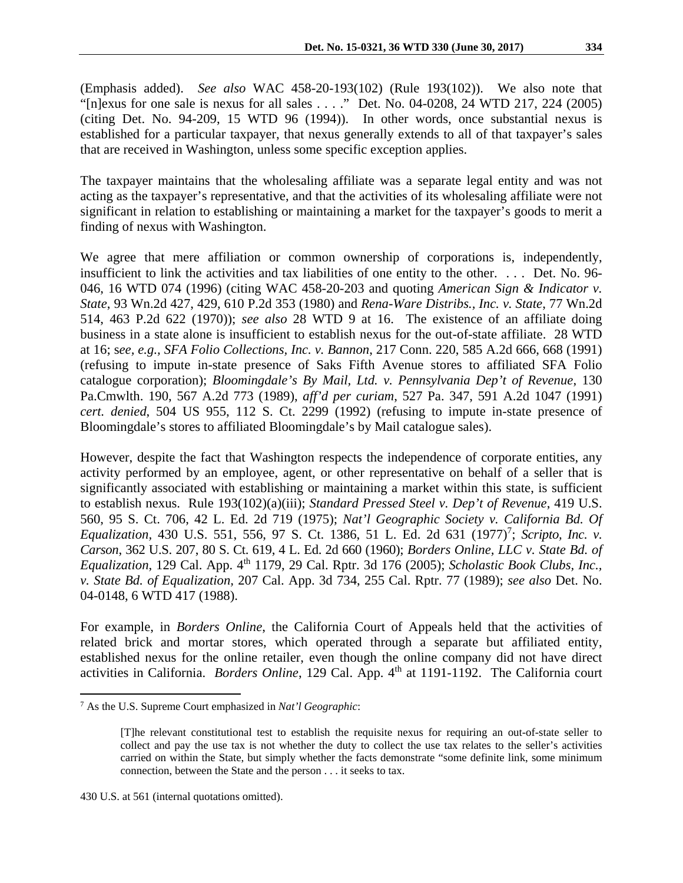(Emphasis added). *See also* WAC 458-20-193(102) (Rule 193(102)). We also note that "[n]exus for one sale is nexus for all sales . . . ." Det. No. 04-0208, 24 WTD 217, 224 (2005) (citing Det. No. 94-209, 15 WTD 96 (1994)). In other words, once substantial nexus is established for a particular taxpayer, that nexus generally extends to all of that taxpayer's sales that are received in Washington, unless some specific exception applies.

The taxpayer maintains that the wholesaling affiliate was a separate legal entity and was not acting as the taxpayer's representative, and that the activities of its wholesaling affiliate were not significant in relation to establishing or maintaining a market for the taxpayer's goods to merit a finding of nexus with Washington.

We agree that mere affiliation or common ownership of corporations is, independently, insufficient to link the activities and tax liabilities of one entity to the other. . . . Det. No. 96-046, 16 WTD 074 (1996) (citing WAC 458-20-203 and quoting *American Sign & Indicator v. State*, 93 Wn.2d 427, 429, 610 P.2d 353 (1980) and *Rena-Ware Distribs., Inc. v. State*, 77 Wn.2d 514, 463 P.2d 622 (1970)); *see also* 28 WTD 9 at 16. The existence of an affiliate doing business in a state alone is insufficient to establish nexus for the out-of-state affiliate. 28 WTD at 16; s*ee, e.g., SFA Folio Collections, Inc. v. Bannon*, 217 Conn. 220, 585 A.2d 666, 668 (1991) (refusing to impute in-state presence of Saks Fifth Avenue stores to affiliated SFA Folio catalogue corporation); *Bloomingdale's By Mail, Ltd. v. Pennsylvania Dep't of Revenue*, 130 Pa.Cmwlth. 190, 567 A.2d 773 (1989), *aff'd per curiam*, 527 Pa. 347, 591 A.2d 1047 (1991) *cert. denied*, 504 US 955, 112 S. Ct. 2299 (1992) (refusing to impute in-state presence of Bloomingdale's stores to affiliated Bloomingdale's by Mail catalogue sales).

However, despite the fact that Washington respects the independence of corporate entities, any activity performed by an employee, agent, or other representative on behalf of a seller that is significantly associated with establishing or maintaining a market within this state, is sufficient to establish nexus. Rule 193(102)(a)(iii); *Standard Pressed Steel v. Dep't of Revenue*, 419 U.S. 560, 95 S. Ct. 706, 42 L. Ed. 2d 719 (1975); *Nat'l Geographic Society v. California Bd. Of Equalization*, 430 U.S. 551, 556, 97 S. Ct. 1386, 51 L. Ed. 2d 631 (1977)[7]; *Scripto, Inc. v. Carson*, 362 U.S. 207, 80 S. Ct. 619, 4 L. Ed. 2d 660 (1960); *Borders Online, LLC v. State Bd. of Equalization*, 129 Cal. App. 4th 1179, 29 Cal. Rptr. 3d 176 (2005); *Scholastic Book Clubs, Inc., v. State Bd. of Equalization*, 207 Cal. App. 3d 734, 255 Cal. Rptr. 77 (1989); *see also* Det. No. 04-0148, 6 WTD 417 (1988).

For example, in *Borders Online*, the California Court of Appeals held that the activities of related brick and mortar stores, which operated through a separate but affiliated entity, established nexus for the online retailer, even though the online company did not have direct activities in California. *Borders Online*, 129 Cal. App. 4th at 1191-1192. The California court

---

[7] As the U.S. Supreme Court emphasized in *Nat'l Geographic*:

> [T]he relevant constitutional test to establish the requisite nexus for requiring an out-of-state seller to collect and pay the use tax is not whether the duty to collect the use tax relates to the seller's activities carried on within the State, but simply whether the facts demonstrate "some definite link, some minimum connection, between the State and the person . . . it seeks to tax.

430 U.S. at 561 (internal quotations omitted).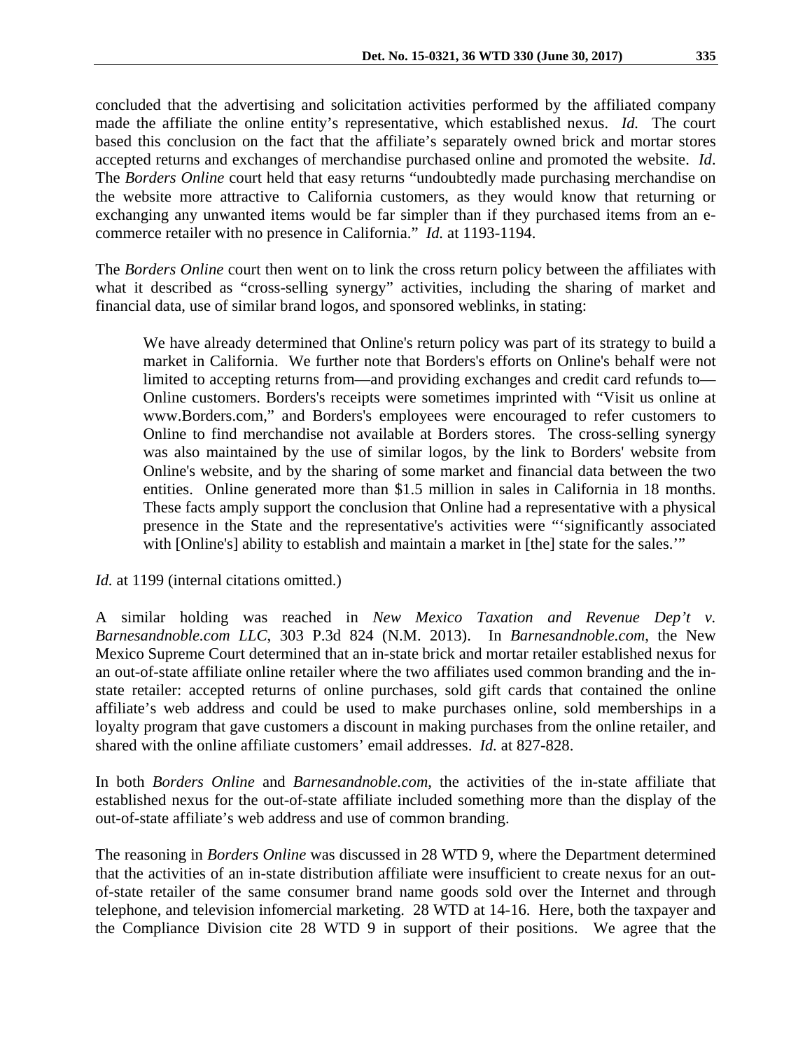concluded that the advertising and solicitation activities performed by the affiliated company made the affiliate the online entity's representative, which established nexus. *Id.* The court based this conclusion on the fact that the affiliate's separately owned brick and mortar stores accepted returns and exchanges of merchandise purchased online and promoted the website. *Id*. The *Borders Online* court held that easy returns "undoubtedly made purchasing merchandise on the website more attractive to California customers, as they would know that returning or exchanging any unwanted items would be far simpler than if they purchased items from an e-commerce retailer with no presence in California." *Id.* at 1193-1194.

The *Borders Online* court then went on to link the cross return policy between the affiliates with what it described as "cross-selling synergy" activities, including the sharing of market and financial data, use of similar brand logos, and sponsored weblinks, in stating:

> We have already determined that Online's return policy was part of its strategy to build a market in California. We further note that Borders's efforts on Online's behalf were not limited to accepting returns from—and providing exchanges and credit card refunds to—Online customers. Borders's receipts were sometimes imprinted with "Visit us online at www.Borders.com," and Borders's employees were encouraged to refer customers to Online to find merchandise not available at Borders stores. The cross-selling synergy was also maintained by the use of similar logos, by the link to Borders' website from Online's website, and by the sharing of some market and financial data between the two entities. Online generated more than $1.5 million in sales in California in 18 months. These facts amply support the conclusion that Online had a representative with a physical presence in the State and the representative's activities were "'significantly associated with [Online's] ability to establish and maintain a market in [the] state for the sales.'"

*Id.* at 1199 (internal citations omitted.)

A similar holding was reached in *New Mexico Taxation and Revenue Dep't v. Barnesandnoble.com LLC*, 303 P.3d 824 (N.M. 2013). In *Barnesandnoble.com*, the New Mexico Supreme Court determined that an in-state brick and mortar retailer established nexus for an out-of-state affiliate online retailer where the two affiliates used common branding and the in-state retailer: accepted returns of online purchases, sold gift cards that contained the online affiliate's web address and could be used to make purchases online, sold memberships in a loyalty program that gave customers a discount in making purchases from the online retailer, and shared with the online affiliate customers' email addresses. *Id.* at 827-828.

In both *Borders Online* and *Barnesandnoble.com*, the activities of the in-state affiliate that established nexus for the out-of-state affiliate included something more than the display of the out-of-state affiliate's web address and use of common branding.

The reasoning in *Borders Online* was discussed in 28 WTD 9, where the Department determined that the activities of an in-state distribution affiliate were insufficient to create nexus for an out-of-state retailer of the same consumer brand name goods sold over the Internet and through telephone, and television infomercial marketing. 28 WTD at 14-16. Here, both the taxpayer and the Compliance Division cite 28 WTD 9 in support of their positions. We agree that the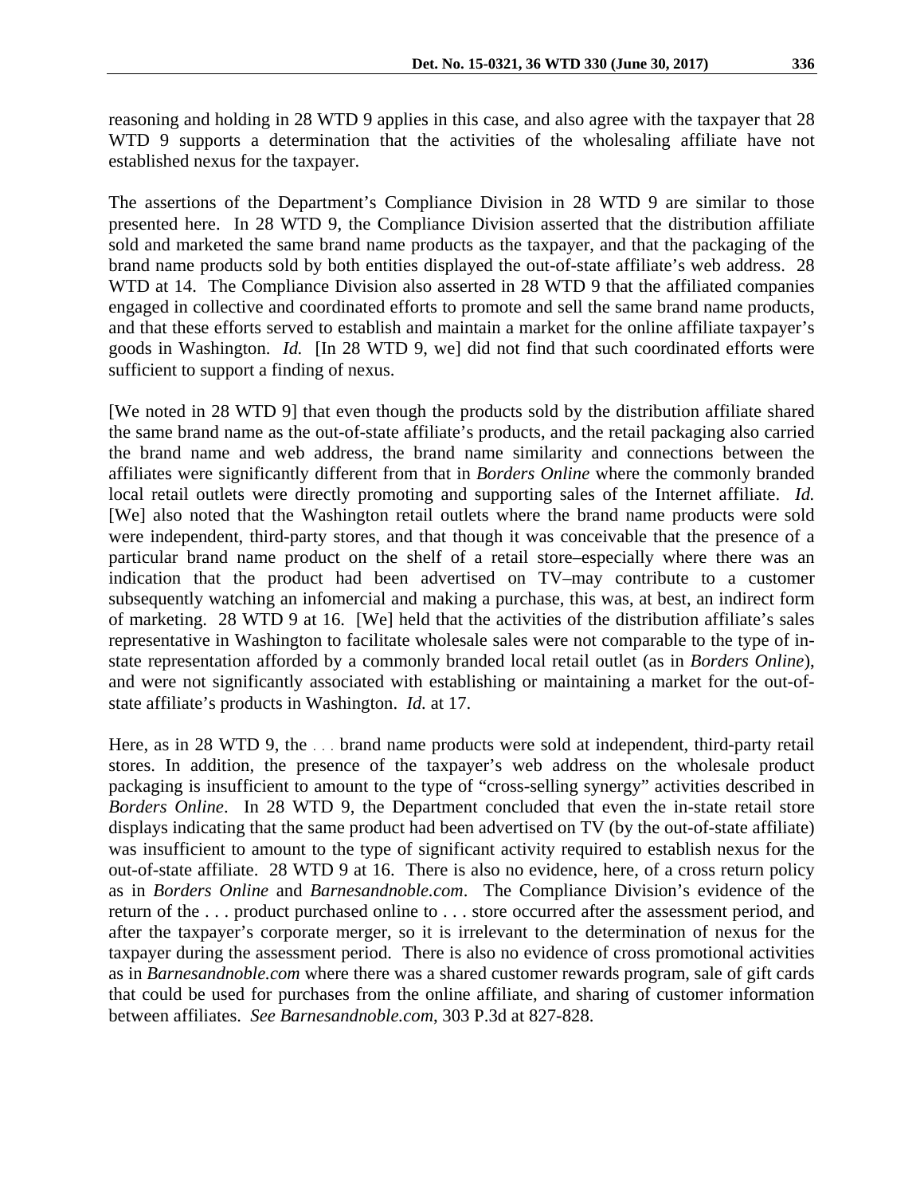reasoning and holding in 28 WTD 9 applies in this case, and also agree with the taxpayer that 28 WTD 9 supports a determination that the activities of the wholesaling affiliate have not established nexus for the taxpayer.

The assertions of the Department's Compliance Division in 28 WTD 9 are similar to those presented here. In 28 WTD 9, the Compliance Division asserted that the distribution affiliate sold and marketed the same brand name products as the taxpayer, and that the packaging of the brand name products sold by both entities displayed the out-of-state affiliate's web address. 28 WTD at 14. The Compliance Division also asserted in 28 WTD 9 that the affiliated companies engaged in collective and coordinated efforts to promote and sell the same brand name products, and that these efforts served to establish and maintain a market for the online affiliate taxpayer's goods in Washington. *Id.* [In 28 WTD 9, we] did not find that such coordinated efforts were sufficient to support a finding of nexus.

[We noted in 28 WTD 9] that even though the products sold by the distribution affiliate shared the same brand name as the out-of-state affiliate's products, and the retail packaging also carried the brand name and web address, the brand name similarity and connections between the affiliates were significantly different from that in *Borders Online* where the commonly branded local retail outlets were directly promoting and supporting sales of the Internet affiliate. *Id.* [We] also noted that the Washington retail outlets where the brand name products were sold were independent, third-party stores, and that though it was conceivable that the presence of a particular brand name product on the shelf of a retail store–especially where there was an indication that the product had been advertised on TV–may contribute to a customer subsequently watching an infomercial and making a purchase, this was, at best, an indirect form of marketing. 28 WTD 9 at 16. [We] held that the activities of the distribution affiliate's sales representative in Washington to facilitate wholesale sales were not comparable to the type of in-state representation afforded by a commonly branded local retail outlet (as in *Borders Online*), and were not significantly associated with establishing or maintaining a market for the out-of-state affiliate's products in Washington. *Id.* at 17.

Here, as in 28 WTD 9, the . . . brand name products were sold at independent, third-party retail stores. In addition, the presence of the taxpayer's web address on the wholesale product packaging is insufficient to amount to the type of "cross-selling synergy" activities described in *Borders Online*. In 28 WTD 9, the Department concluded that even the in-state retail store displays indicating that the same product had been advertised on TV (by the out-of-state affiliate) was insufficient to amount to the type of significant activity required to establish nexus for the out-of-state affiliate. 28 WTD 9 at 16. There is also no evidence, here, of a cross return policy as in *Borders Online* and *Barnesandnoble.com*. The Compliance Division's evidence of the return of the . . . product purchased online to . . . store occurred after the assessment period, and after the taxpayer's corporate merger, so it is irrelevant to the determination of nexus for the taxpayer during the assessment period. There is also no evidence of cross promotional activities as in *Barnesandnoble.com* where there was a shared customer rewards program, sale of gift cards that could be used for purchases from the online affiliate, and sharing of customer information between affiliates. *See Barnesandnoble.com*, 303 P.3d at 827-828.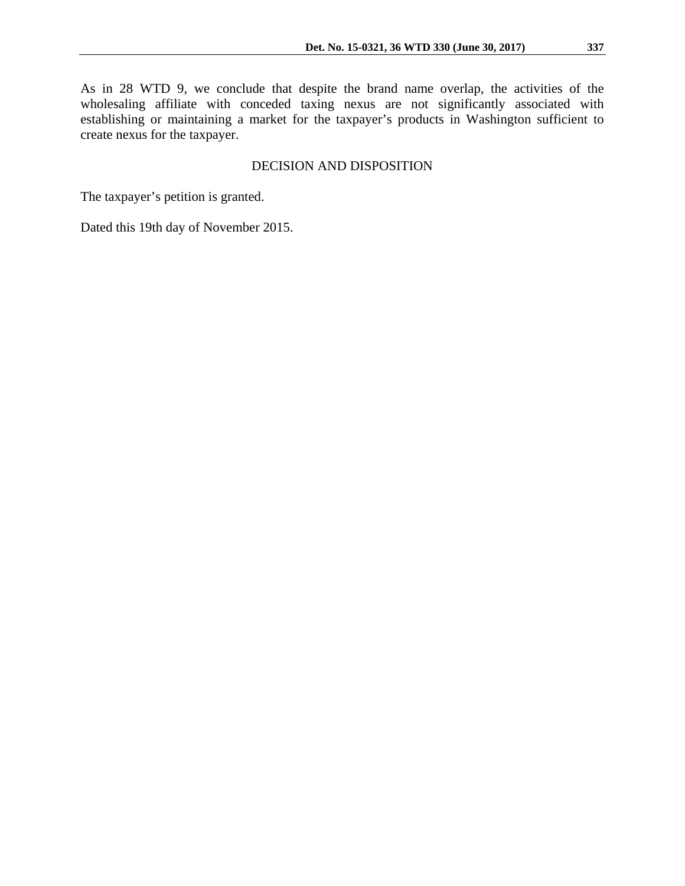As in 28 WTD 9, we conclude that despite the brand name overlap, the activities of the wholesaling affiliate with conceded taxing nexus are not significantly associated with establishing or maintaining a market for the taxpayer's products in Washington sufficient to create nexus for the taxpayer.

## DECISION AND DISPOSITION

The taxpayer's petition is granted.

Dated this 19th day of November 2015.